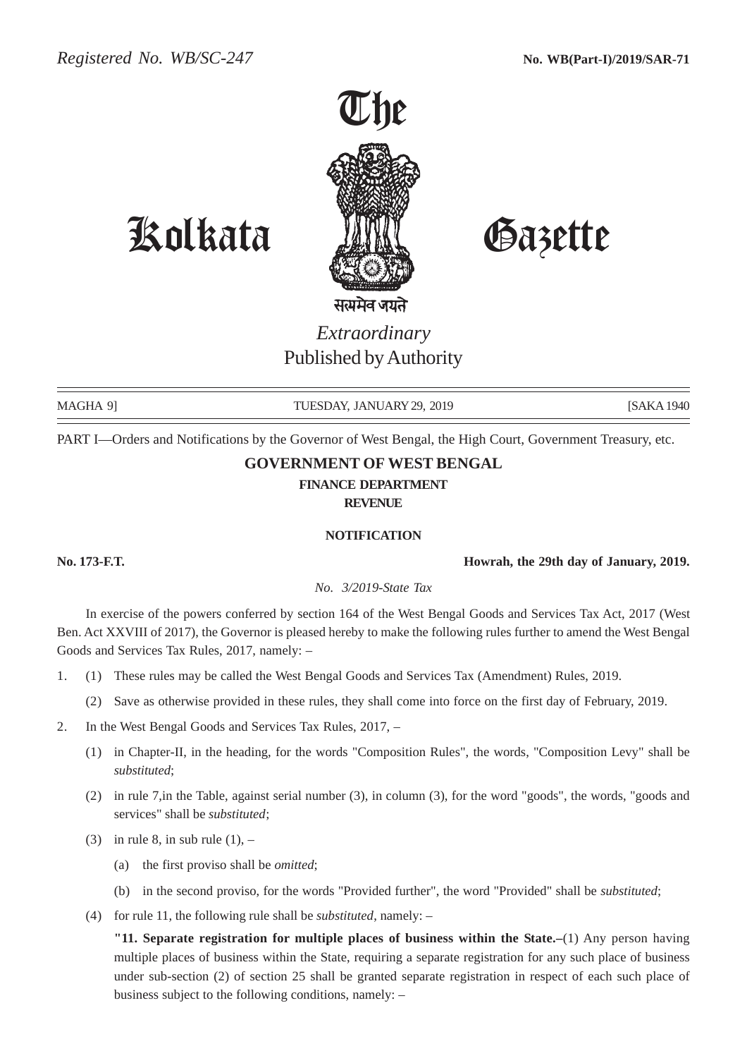*Registered No. WB/SC-247* **No. WB(Part-I)/2019/SAR-71**

# The Kolkata Gazette

सत्यमेव जयते

*Extraordinary*
Published by Authority

MAGHA 9] TUESDAY, JANUARY 29, 2019 [SAKA 1940

PART I—Orders and Notifications by the Governor of West Bengal, the High Court, Government Treasury, etc.

## GOVERNMENT OF WEST BENGAL

### FINANCE DEPARTMENT

### REVENUE

### NOTIFICATION

**No. 173-F.T.** **Howrah, the 29th day of January, 2019.**

*No. 3/2019-State Tax*

In exercise of the powers conferred by section 164 of the West Bengal Goods and Services Tax Act, 2017 (West Ben. Act XXVIII of 2017), the Governor is pleased hereby to make the following rules further to amend the West Bengal Goods and Services Tax Rules, 2017, namely: –

1. (1) These rules may be called the West Bengal Goods and Services Tax (Amendment) Rules, 2019.

   (2) Save as otherwise provided in these rules, they shall come into force on the first day of February, 2019.

2. In the West Bengal Goods and Services Tax Rules, 2017, –

   (1) in Chapter-II, in the heading, for the words "Composition Rules", the words, "Composition Levy" shall be *substituted*;

   (2) in rule 7,in the Table, against serial number (3), in column (3), for the word "goods", the words, "goods and services" shall be *substituted*;

   (3) in rule 8, in sub rule (1), –

   (a) the first proviso shall be *omitted*;

   (b) in the second proviso, for the words "Provided further", the word "Provided" shall be *substituted*;

   (4) for rule 11, the following rule shall be *substituted*, namely: –

   **"11. Separate registration for multiple places of business within the State.–**(1) Any person having multiple places of business within the State, requiring a separate registration for any such place of business under sub-section (2) of section 25 shall be granted separate registration in respect of each such place of business subject to the following conditions, namely: –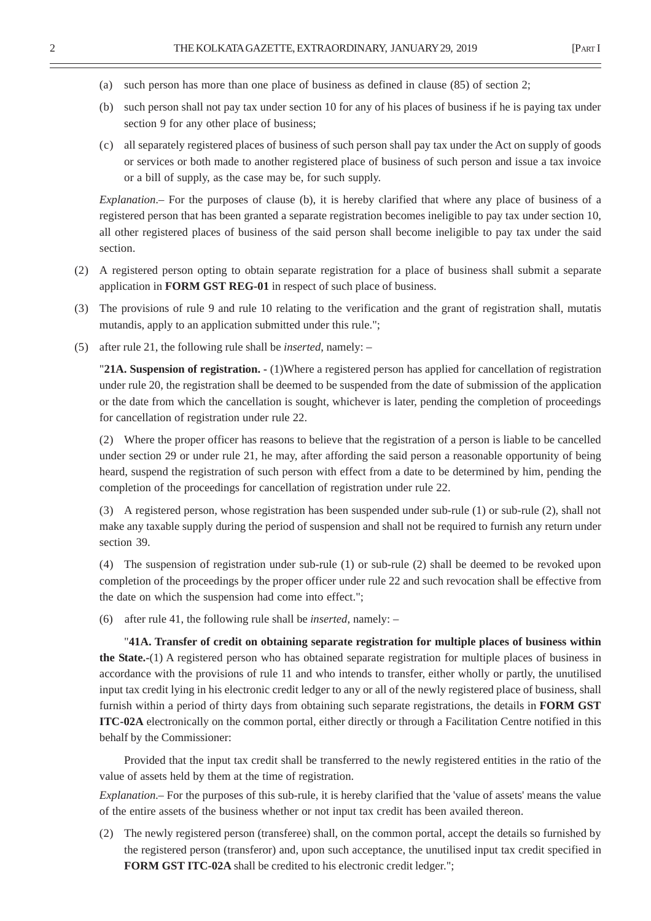(a) such person has more than one place of business as defined in clause (85) of section 2;

(b) such person shall not pay tax under section 10 for any of his places of business if he is paying tax under section 9 for any other place of business;

(c) all separately registered places of business of such person shall pay tax under the Act on supply of goods or services or both made to another registered place of business of such person and issue a tax invoice or a bill of supply, as the case may be, for such supply.

*Explanation*.– For the purposes of clause (b), it is hereby clarified that where any place of business of a registered person that has been granted a separate registration becomes ineligible to pay tax under section 10, all other registered places of business of the said person shall become ineligible to pay tax under the said section.

(2) A registered person opting to obtain separate registration for a place of business shall submit a separate application in **FORM GST REG-01** in respect of such place of business.

(3) The provisions of rule 9 and rule 10 relating to the verification and the grant of registration shall, mutatis mutandis, apply to an application submitted under this rule.";

(5) after rule 21, the following rule shall be *inserted*, namely: –

"**21A. Suspension of registration. -** (1)Where a registered person has applied for cancellation of registration under rule 20, the registration shall be deemed to be suspended from the date of submission of the application or the date from which the cancellation is sought, whichever is later, pending the completion of proceedings for cancellation of registration under rule 22.

(2) Where the proper officer has reasons to believe that the registration of a person is liable to be cancelled under section 29 or under rule 21, he may, after affording the said person a reasonable opportunity of being heard, suspend the registration of such person with effect from a date to be determined by him, pending the completion of the proceedings for cancellation of registration under rule 22.

(3) A registered person, whose registration has been suspended under sub-rule (1) or sub-rule (2), shall not make any taxable supply during the period of suspension and shall not be required to furnish any return under section 39.

(4) The suspension of registration under sub-rule (1) or sub-rule (2) shall be deemed to be revoked upon completion of the proceedings by the proper officer under rule 22 and such revocation shall be effective from the date on which the suspension had come into effect.";

(6) after rule 41, the following rule shall be *inserted*, namely: –

"**41A. Transfer of credit on obtaining separate registration for multiple places of business within the State.-**(1) A registered person who has obtained separate registration for multiple places of business in accordance with the provisions of rule 11 and who intends to transfer, either wholly or partly, the unutilised input tax credit lying in his electronic credit ledger to any or all of the newly registered place of business, shall furnish within a period of thirty days from obtaining such separate registrations, the details in **FORM GST ITC-02A** electronically on the common portal, either directly or through a Facilitation Centre notified in this behalf by the Commissioner:

Provided that the input tax credit shall be transferred to the newly registered entities in the ratio of the value of assets held by them at the time of registration.

*Explanation*.– For the purposes of this sub-rule, it is hereby clarified that the 'value of assets' means the value of the entire assets of the business whether or not input tax credit has been availed thereon.

(2) The newly registered person (transferee) shall, on the common portal, accept the details so furnished by the registered person (transferor) and, upon such acceptance, the unutilised input tax credit specified in **FORM GST ITC-02A** shall be credited to his electronic credit ledger.";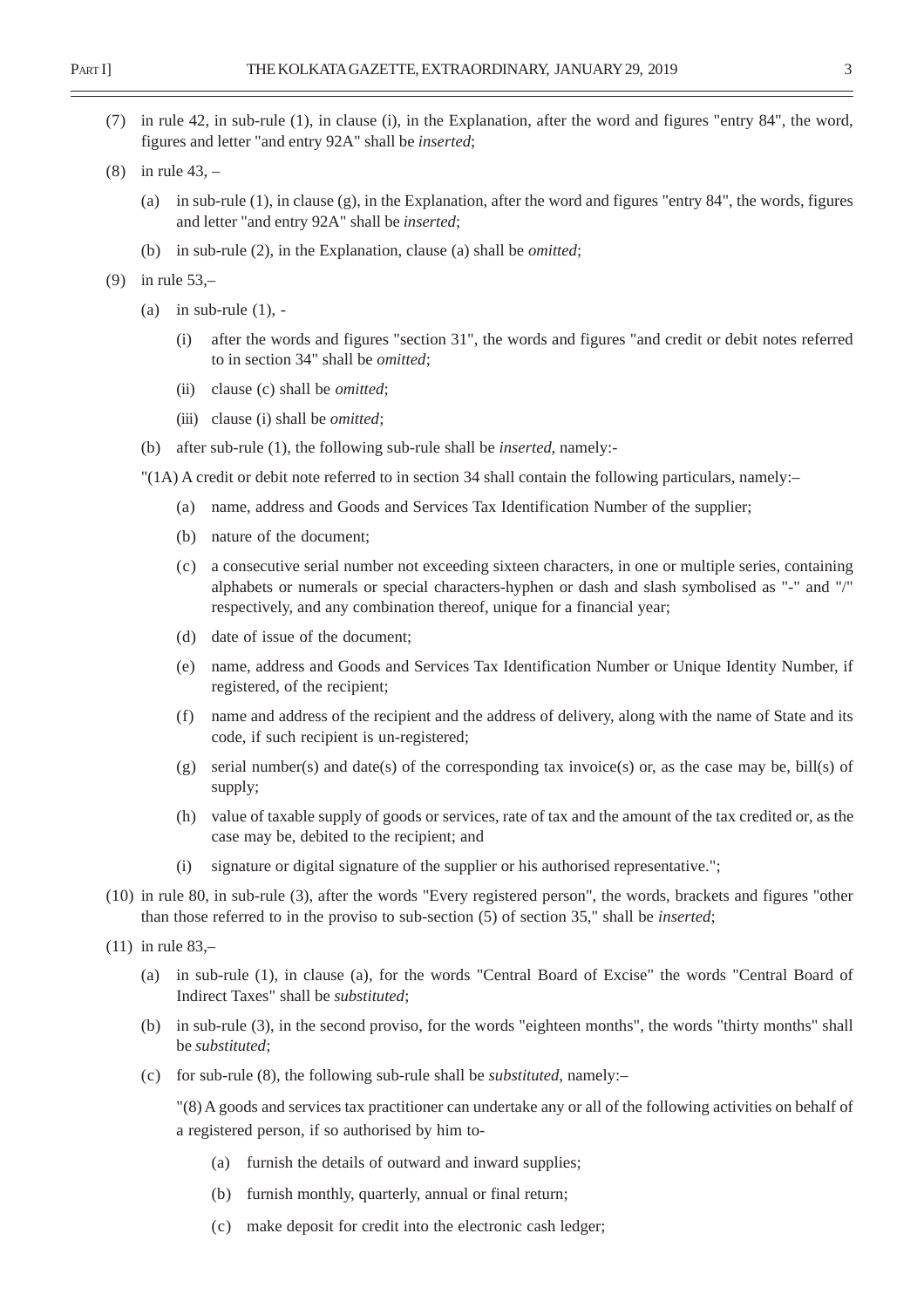(7) in rule 42, in sub-rule (1), in clause (i), in the Explanation, after the word and figures "entry 84", the word, figures and letter "and entry 92A" shall be *inserted*;

(8) in rule 43, –

- (a) in sub-rule (1), in clause (g), in the Explanation, after the word and figures "entry 84", the words, figures and letter "and entry 92A" shall be *inserted*;
- (b) in sub-rule (2), in the Explanation, clause (a) shall be *omitted*;

(9) in rule 53,–

- (a) in sub-rule (1), -
  - (i) after the words and figures "section 31", the words and figures "and credit or debit notes referred to in section 34" shall be *omitted*;
  - (ii) clause (c) shall be *omitted*;
  - (iii) clause (i) shall be *omitted*;
- (b) after sub-rule (1), the following sub-rule shall be *inserted*, namely:-

"(1A) A credit or debit note referred to in section 34 shall contain the following particulars, namely:–

- (a) name, address and Goods and Services Tax Identification Number of the supplier;
- (b) nature of the document;
- (c) a consecutive serial number not exceeding sixteen characters, in one or multiple series, containing alphabets or numerals or special characters-hyphen or dash and slash symbolised as "-" and "/" respectively, and any combination thereof, unique for a financial year;
- (d) date of issue of the document;
- (e) name, address and Goods and Services Tax Identification Number or Unique Identity Number, if registered, of the recipient;
- (f) name and address of the recipient and the address of delivery, along with the name of State and its code, if such recipient is un-registered;
- (g) serial number(s) and date(s) of the corresponding tax invoice(s) or, as the case may be, bill(s) of supply;
- (h) value of taxable supply of goods or services, rate of tax and the amount of the tax credited or, as the case may be, debited to the recipient; and
- (i) signature or digital signature of the supplier or his authorised representative.";

(10) in rule 80, in sub-rule (3), after the words "Every registered person", the words, brackets and figures "other than those referred to in the proviso to sub-section (5) of section 35," shall be *inserted*;

(11) in rule 83,–

- (a) in sub-rule (1), in clause (a), for the words "Central Board of Excise" the words "Central Board of Indirect Taxes" shall be *substituted*;
- (b) in sub-rule (3), in the second proviso, for the words "eighteen months", the words "thirty months" shall be *substituted*;
- (c) for sub-rule (8), the following sub-rule shall be *substituted*, namely:–

  "(8) A goods and services tax practitioner can undertake any or all of the following activities on behalf of a registered person, if so authorised by him to-

  - (a) furnish the details of outward and inward supplies;
  - (b) furnish monthly, quarterly, annual or final return;
  - (c) make deposit for credit into the electronic cash ledger;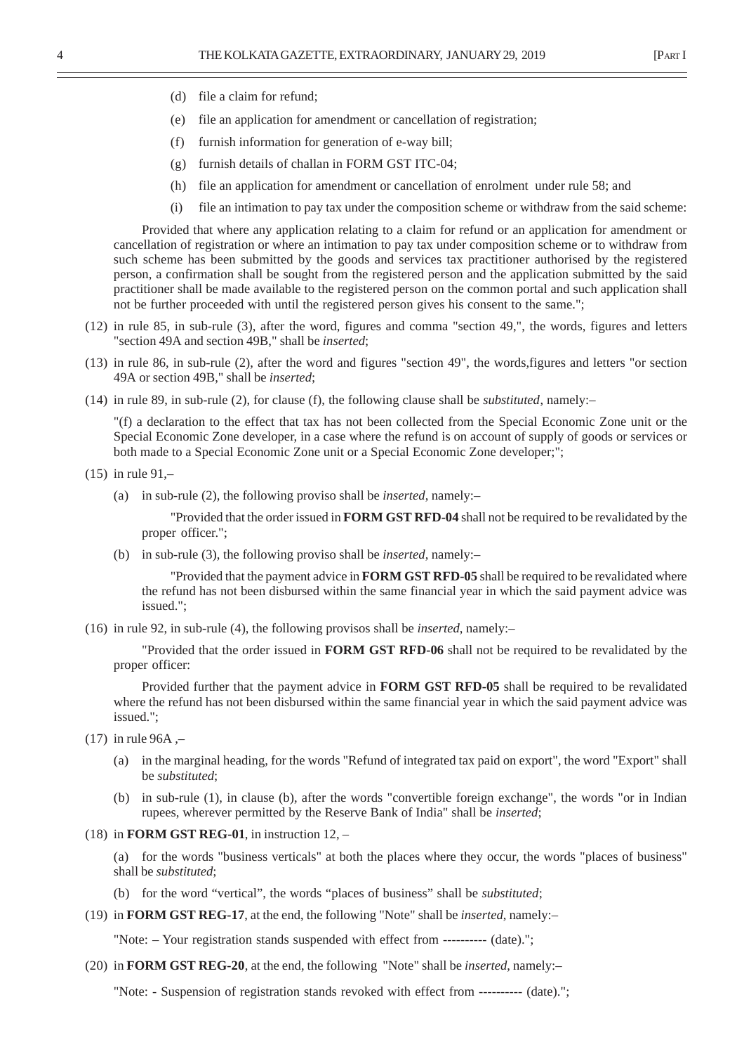(d) file a claim for refund;

(e) file an application for amendment or cancellation of registration;

(f) furnish information for generation of e-way bill;

(g) furnish details of challan in FORM GST ITC-04;

(h) file an application for amendment or cancellation of enrolment under rule 58; and

(i) file an intimation to pay tax under the composition scheme or withdraw from the said scheme:

Provided that where any application relating to a claim for refund or an application for amendment or cancellation of registration or where an intimation to pay tax under composition scheme or to withdraw from such scheme has been submitted by the goods and services tax practitioner authorised by the registered person, a confirmation shall be sought from the registered person and the application submitted by the said practitioner shall be made available to the registered person on the common portal and such application shall not be further proceeded with until the registered person gives his consent to the same.";

(12) in rule 85, in sub-rule (3), after the word, figures and comma "section 49,", the words, figures and letters "section 49A and section 49B," shall be *inserted*;

(13) in rule 86, in sub-rule (2), after the word and figures "section 49", the words,figures and letters "or section 49A or section 49B," shall be *inserted*;

(14) in rule 89, in sub-rule (2), for clause (f), the following clause shall be *substituted*, namely:–

"(f) a declaration to the effect that tax has not been collected from the Special Economic Zone unit or the Special Economic Zone developer, in a case where the refund is on account of supply of goods or services or both made to a Special Economic Zone unit or a Special Economic Zone developer;";

(15) in rule 91,–

(a) in sub-rule (2), the following proviso shall be *inserted*, namely:–

"Provided that the order issued in **FORM GST RFD-04** shall not be required to be revalidated by the proper officer.";

(b) in sub-rule (3), the following proviso shall be *inserted*, namely:–

"Provided that the payment advice in **FORM GST RFD-05** shall be required to be revalidated where the refund has not been disbursed within the same financial year in which the said payment advice was issued.";

(16) in rule 92, in sub-rule (4), the following provisos shall be *inserted*, namely:–

"Provided that the order issued in **FORM GST RFD-06** shall not be required to be revalidated by the proper officer:

Provided further that the payment advice in **FORM GST RFD-05** shall be required to be revalidated where the refund has not been disbursed within the same financial year in which the said payment advice was issued.";

(17) in rule 96A ,–

(a) in the marginal heading, for the words "Refund of integrated tax paid on export", the word "Export" shall be *substituted*;

(b) in sub-rule (1), in clause (b), after the words "convertible foreign exchange", the words "or in Indian rupees, wherever permitted by the Reserve Bank of India" shall be *inserted*;

(18) in **FORM GST REG-01**, in instruction 12, –

(a) for the words "business verticals" at both the places where they occur, the words "places of business" shall be *substituted*;

(b) for the word "vertical", the words "places of business" shall be *substituted*;

(19) in **FORM GST REG-17**, at the end, the following "Note" shall be *inserted*, namely:–

"Note: – Your registration stands suspended with effect from ---------- (date).";

(20) in **FORM GST REG-20**, at the end, the following "Note" shall be *inserted*, namely:–

"Note: - Suspension of registration stands revoked with effect from ---------- (date).";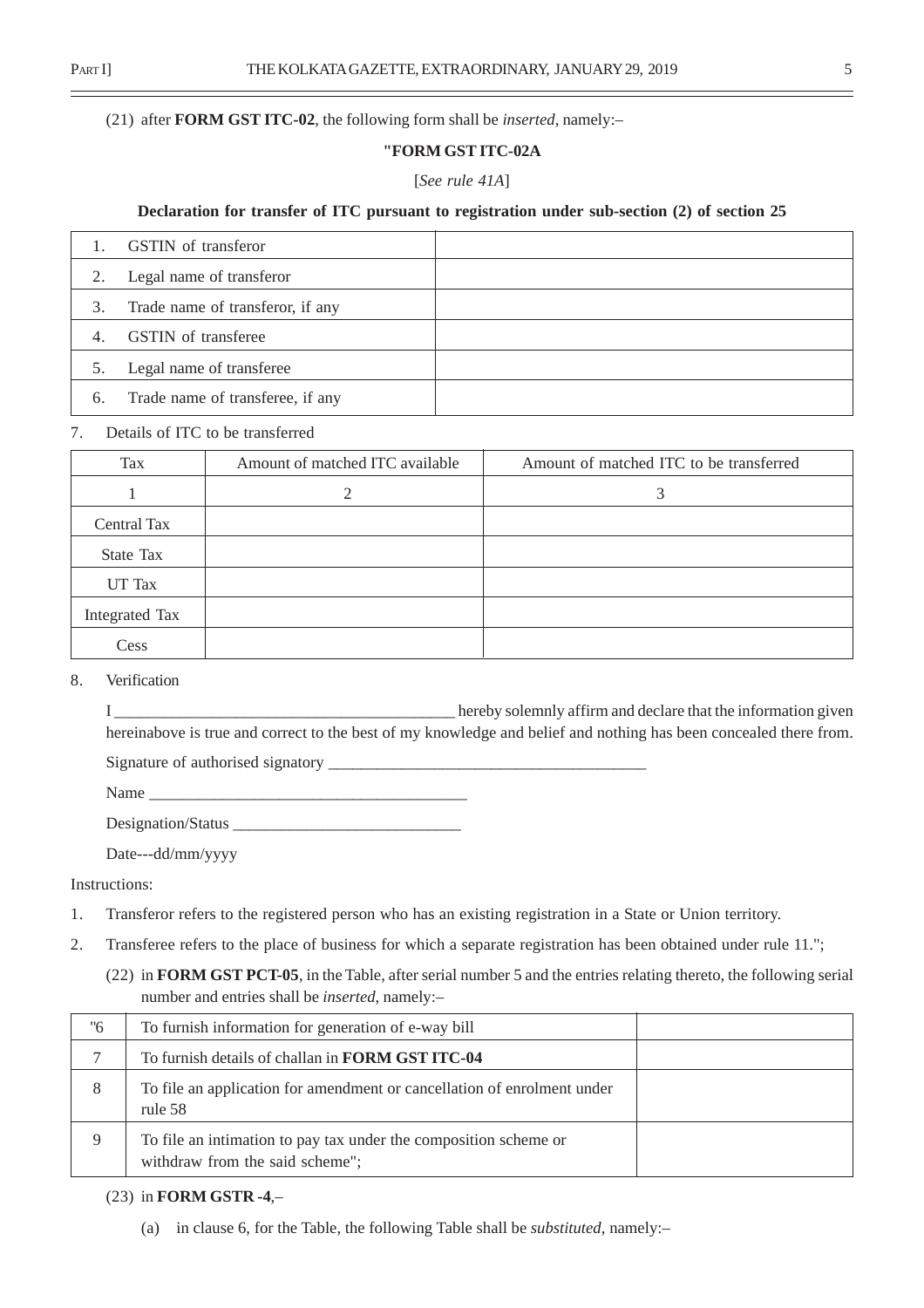(21) after **FORM GST ITC-02**, the following form shall be *inserted*, namely:–

**"FORM GST ITC-02A**

[*See rule 41A*]

**Declaration for transfer of ITC pursuant to registration under sub-section (2) of section 25**

| | |
|---|---|
| 1. GSTIN of transferor | |
| 2. Legal name of transferor | |
| 3. Trade name of transferor, if any | |
| 4. GSTIN of transferee | |
| 5. Legal name of transferee | |
| 6. Trade name of transferee, if any | |

7. Details of ITC to be transferred

| Tax | Amount of matched ITC available | Amount of matched ITC to be transferred |
|---|---|---|
| 1 | 2 | 3 |
| Central Tax | | |
| State Tax | | |
| UT Tax | | |
| Integrated Tax | | |
| Cess | | |

8. Verification

I __________________________________________ hereby solemnly affirm and declare that the information given hereinabove is true and correct to the best of my knowledge and belief and nothing has been concealed there from.

Signature of authorised signatory _______________________________________

Name _______________________________________

Designation/Status ____________________________

Date---dd/mm/yyyy

Instructions:

1. Transferor refers to the registered person who has an existing registration in a State or Union territory.
2. Transferee refers to the place of business for which a separate registration has been obtained under rule 11.";

(22) in **FORM GST PCT-05**, in the Table, after serial number 5 and the entries relating thereto, the following serial number and entries shall be *inserted*, namely:–

| | | |
|---|---|---|
| "6 | To furnish information for generation of e-way bill | |
| 7 | To furnish details of challan in **FORM GST ITC-04** | |
| 8 | To file an application for amendment or cancellation of enrolment under rule 58 | |
| 9 | To file an intimation to pay tax under the composition scheme or withdraw from the said scheme"; | |

(23) in **FORM GSTR -4**,–

(a) in clause 6, for the Table, the following Table shall be *substituted*, namely:–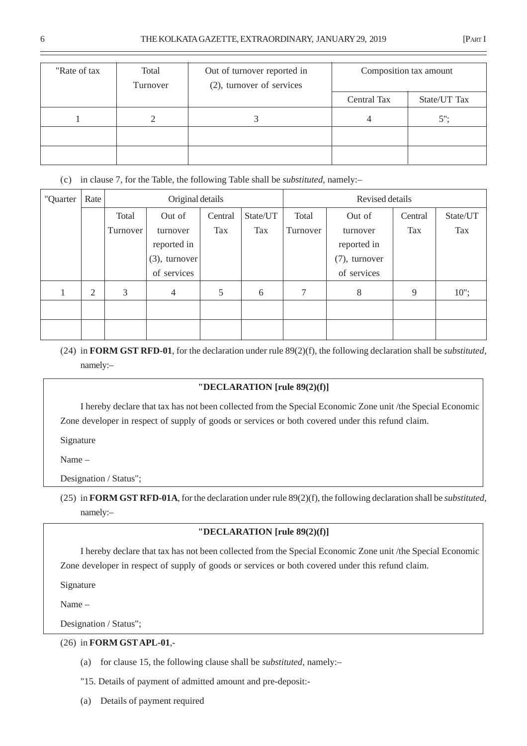| "Rate of tax | Total Turnover | Out of turnover reported in (2), turnover of services | Composition tax amount | |
|---|---|---|---|---|
| | | | Central Tax | State/UT Tax |
| 1 | 2 | 3 | 4 | 5"; |
| | | | | |
| | | | | |

(c) in clause 7, for the Table, the following Table shall be *substituted*, namely:–

| "Quarter | Rate | Original details | | | | Revised details | | | |
|---|---|---|---|---|---|---|---|---|---|
| | | Total Turnover | Out of turnover reported in (3), turnover of services | Central Tax | State/UT Tax | Total Turnover | Out of turnover reported in (7), turnover of services | Central Tax | State/UT Tax |
| 1 | 2 | 3 | 4 | 5 | 6 | 7 | 8 | 9 | 10"; |
| | | | | | | | | | |
| | | | | | | | | | |

(24) in **FORM GST RFD-01**, for the declaration under rule 89(2)(f), the following declaration shall be *substituted*, namely:–

**"DECLARATION [rule 89(2)(f)]**

I hereby declare that tax has not been collected from the Special Economic Zone unit /the Special Economic Zone developer in respect of supply of goods or services or both covered under this refund claim.

Signature

Name –

Designation / Status";

(25) in **FORM GST RFD-01A**, for the declaration under rule 89(2)(f), the following declaration shall be *substituted*, namely:–

**"DECLARATION [rule 89(2)(f)]**

I hereby declare that tax has not been collected from the Special Economic Zone unit /the Special Economic Zone developer in respect of supply of goods or services or both covered under this refund claim.

Signature

Name –

Designation / Status";

(26) in **FORM GST APL-01**,-

(a) for clause 15, the following clause shall be *substituted*, namely:–

"15. Details of payment of admitted amount and pre-deposit:-

(a) Details of payment required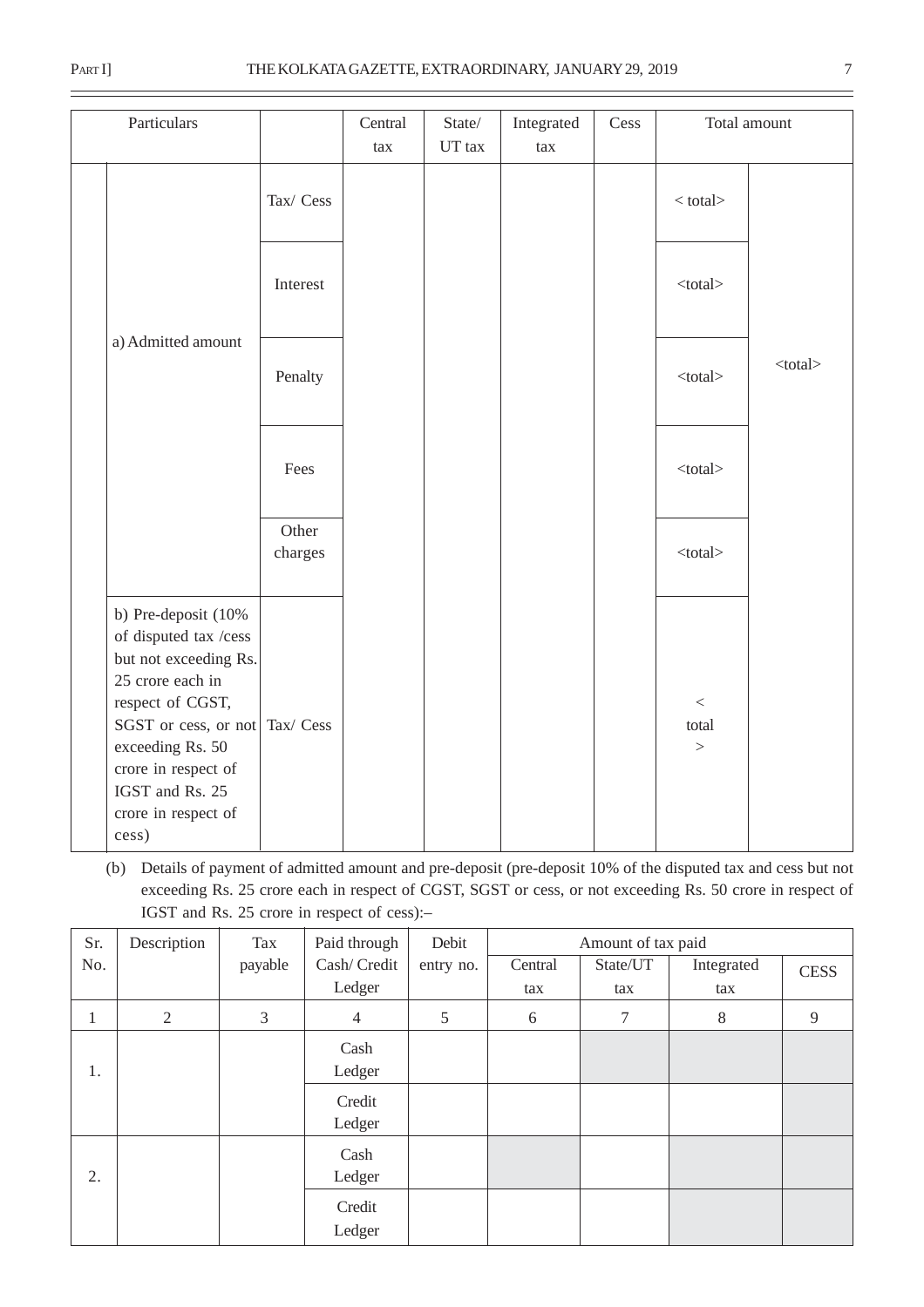| Particulars | | Central tax | State/ UT tax | Integrated tax | Cess | Total amount | |
|---|---|---|---|---|---|---|---|
| a) Admitted amount | Tax/ Cess | | | | | < total> | <total> |
| | Interest | | | | | <total> | |
| | Penalty | | | | | <total> | |
| | Fees | | | | | <total> | |
| | Other charges | | | | | <total> | |
| b) Pre-deposit (10% of disputed tax /cess but not exceeding Rs. 25 crore each in respect of CGST, SGST or cess, or not exceeding Rs. 50 crore in respect of IGST and Rs. 25 crore in respect of cess) | Tax/ Cess | | | | | < total > | |

(b) Details of payment of admitted amount and pre-deposit (pre-deposit 10% of the disputed tax and cess but not exceeding Rs. 25 crore each in respect of CGST, SGST or cess, or not exceeding Rs. 50 crore in respect of IGST and Rs. 25 crore in respect of cess):–

| Sr. No. | Description | Tax payable | Paid through Cash/ Credit Ledger | Debit entry no. | Amount of tax paid | | | |
|---|---|---|---|---|---|---|---|---|
| | | | | | Central tax | State/UT tax | Integrated tax | CESS |
| 1 | 2 | 3 | 4 | 5 | 6 | 7 | 8 | 9 |
| 1. | | | Cash Ledger | | | | | |
| | | | Credit Ledger | | | | | |
| 2. | | | Cash Ledger | | | | | |
| | | | Credit Ledger | | | | | |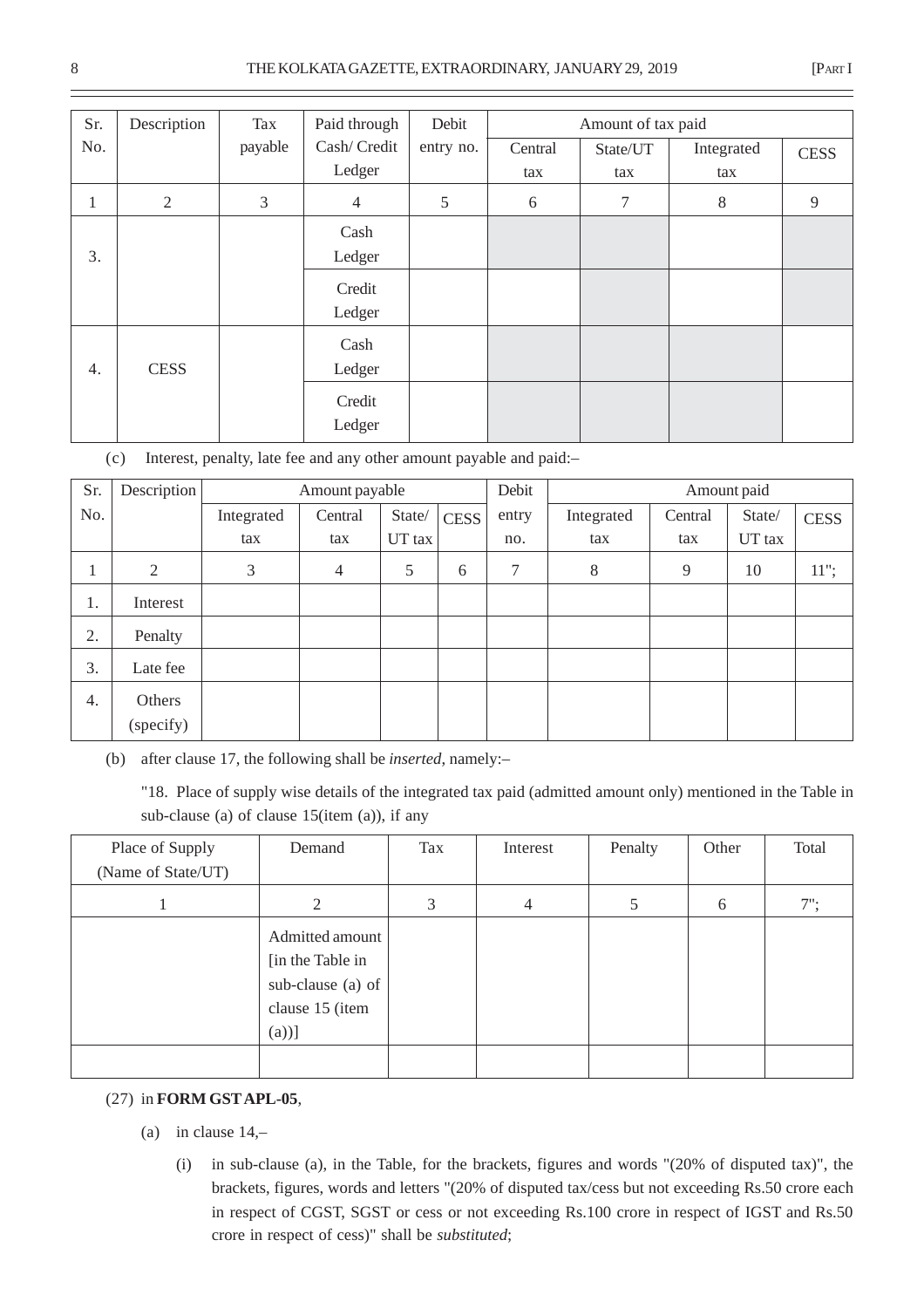| Sr. No. | Description | Tax payable | Paid through Cash/ Credit Ledger | Debit entry no. | Amount of tax paid | | | |
|---|---|---|---|---|---|---|---|---|
| | | | | | Central tax | State/UT tax | Integrated tax | CESS |
| 1 | 2 | 3 | 4 | 5 | 6 | 7 | 8 | 9 |
| 3. | | | Cash Ledger | | | | | |
| | | | Credit Ledger | | | | | |
| 4. | CESS | | Cash Ledger | | | | | |
| | | | Credit Ledger | | | | | |

(c) Interest, penalty, late fee and any other amount payable and paid:–

| Sr. No. | Description | Amount payable | | | | Debit entry no. | Amount paid | | | |
|---|---|---|---|---|---|---|---|---|---|---|
| | | Integrated tax | Central tax | State/ UT tax | CESS | | Integrated tax | Central tax | State/ UT tax | CESS |
| 1 | 2 | 3 | 4 | 5 | 6 | 7 | 8 | 9 | 10 | 11"; |
| 1. | Interest | | | | | | | | | |
| 2. | Penalty | | | | | | | | | |
| 3. | Late fee | | | | | | | | | |
| 4. | Others (specify) | | | | | | | | | |

(b) after clause 17, the following shall be *inserted*, namely:–

"18. Place of supply wise details of the integrated tax paid (admitted amount only) mentioned in the Table in sub-clause (a) of clause 15(item (a)), if any

| Place of Supply (Name of State/UT) | Demand | Tax | Interest | Penalty | Other | Total |
|---|---|---|---|---|---|---|
| 1 | 2 | 3 | 4 | 5 | 6 | 7"; |
| | Admitted amount [in the Table in sub-clause (a) of clause 15 (item (a))] | | | | | |
| | | | | | | |

(27) in **FORM GST APL-05**,

(a) in clause 14,–

(i) in sub-clause (a), in the Table, for the brackets, figures and words "(20% of disputed tax)", the brackets, figures, words and letters "(20% of disputed tax/cess but not exceeding Rs.50 crore each in respect of CGST, SGST or cess or not exceeding Rs.100 crore in respect of IGST and Rs.50 crore in respect of cess)" shall be *substituted*;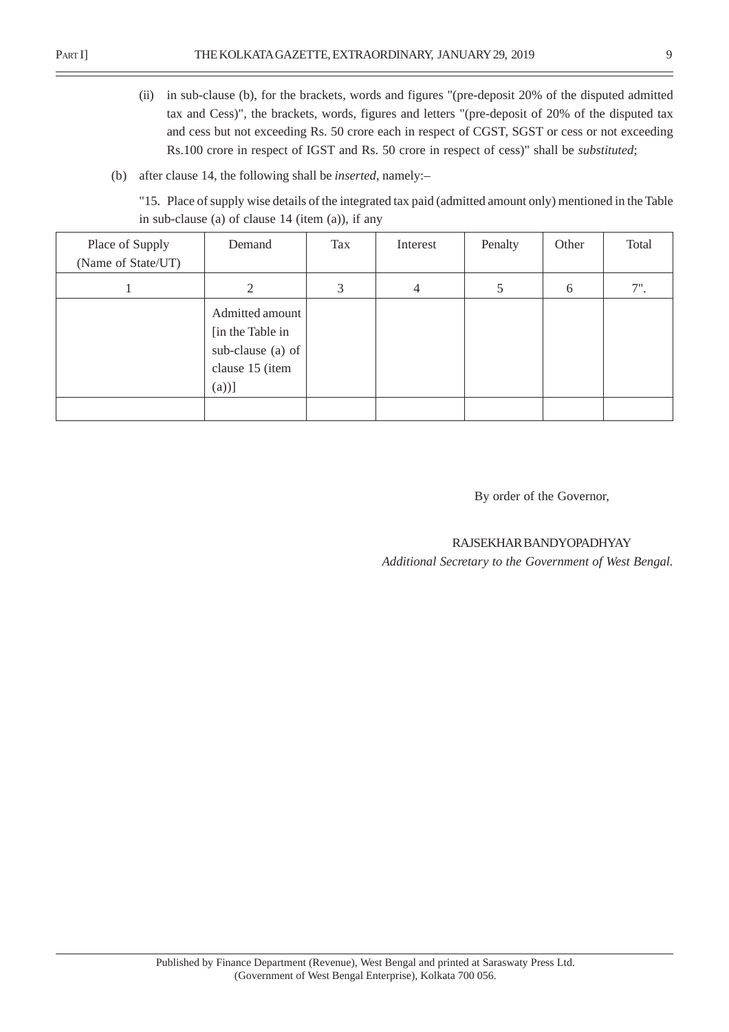(ii) in sub-clause (b), for the brackets, words and figures "(pre-deposit 20% of the disputed admitted tax and Cess)", the brackets, words, figures and letters "(pre-deposit of 20% of the disputed tax and cess but not exceeding Rs. 50 crore each in respect of CGST, SGST or cess or not exceeding Rs.100 crore in respect of IGST and Rs. 50 crore in respect of cess)" shall be *substituted*;

(b) after clause 14, the following shall be *inserted*, namely:–

"15. Place of supply wise details of the integrated tax paid (admitted amount only) mentioned in the Table in sub-clause (a) of clause 14 (item (a)), if any

| Place of Supply (Name of State/UT) | Demand | Tax | Interest | Penalty | Other | Total |
|---|---|---|---|---|---|---|
| 1 | 2 | 3 | 4 | 5 | 6 | 7". |
| | Admitted amount [in the Table in sub-clause (a) of clause 15 (item (a))] | | | | | |
| | | | | | | |

By order of the Governor,

RAJSEKHAR BANDYOPADHYAY
*Additional Secretary to the Government of West Bengal.*

Published by Finance Department (Revenue), West Bengal and printed at Saraswaty Press Ltd. (Government of West Bengal Enterprise), Kolkata 700 056.